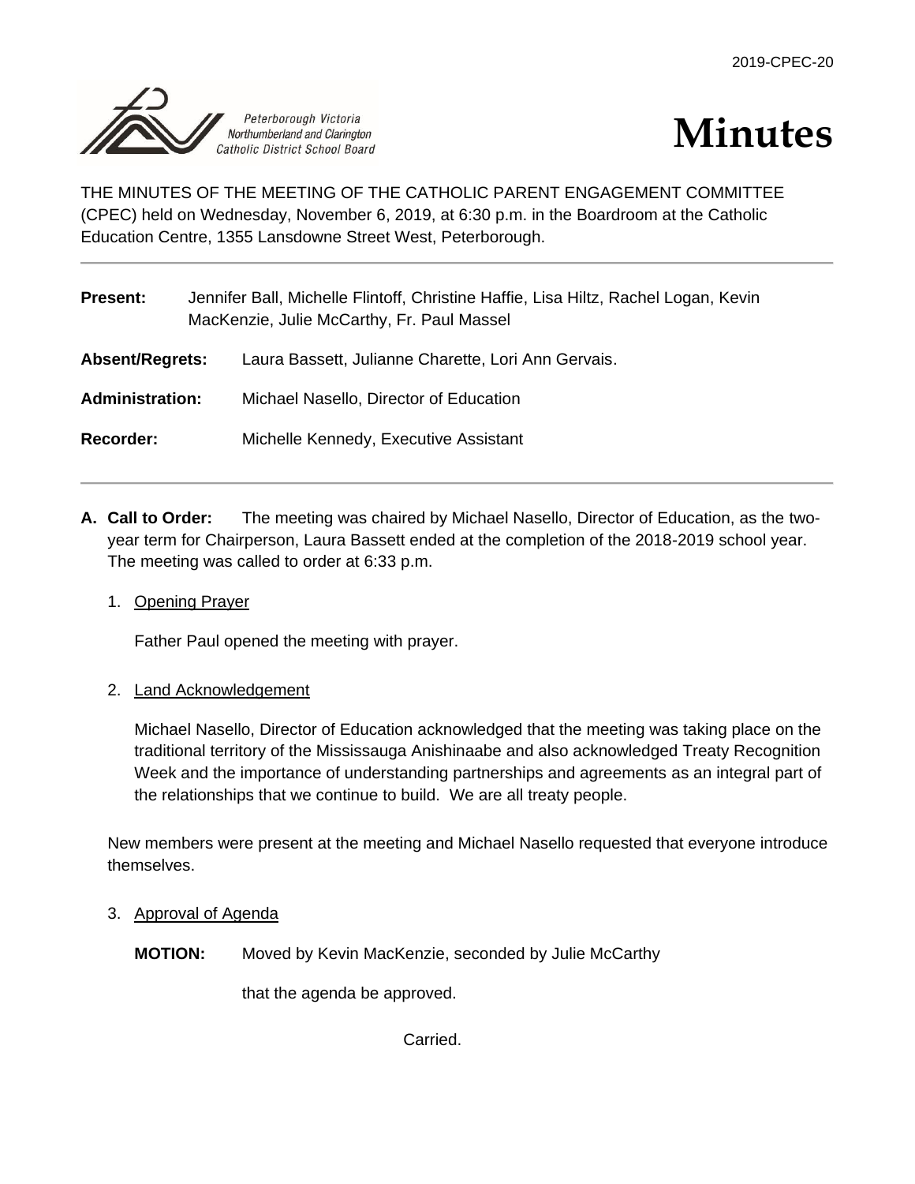2019-CPEC-20

Peterborough Victoria Northumberland and Clarington Catholic District School Board

# Minutes

THE MINUTES OF THE MEETING OF THE CATHOLIC PARENT ENGAGEMENT COMMITTEE (CPEC) held on Wednesday, November 6, 2019, at 6:30 p.m. in the Boardroom at the Catholic Education Centre, 1355 Lansdowne Street West, Peterborough.

---

**Present:** Jennifer Ball, Michelle Flintoff, Christine Haffie, Lisa Hiltz, Rachel Logan, Kevin MacKenzie, Julie McCarthy, Fr. Paul Massel

**Absent/Regrets:** Laura Bassett, Julianne Charette, Lori Ann Gervais.

**Administration:** Michael Nasello, Director of Education

**Recorder:** Michelle Kennedy, Executive Assistant

---

**A. Call to Order:** The meeting was chaired by Michael Nasello, Director of Education, as the two-year term for Chairperson, Laura Bassett ended at the completion of the 2018-2019 school year. The meeting was called to order at 6:33 p.m.

1. Opening Prayer

   Father Paul opened the meeting with prayer.

2. Land Acknowledgement

   Michael Nasello, Director of Education acknowledged that the meeting was taking place on the traditional territory of the Mississauga Anishinaabe and also acknowledged Treaty Recognition Week and the importance of understanding partnerships and agreements as an integral part of the relationships that we continue to build. We are all treaty people.

New members were present at the meeting and Michael Nasello requested that everyone introduce themselves.

3. Approval of Agenda

   **MOTION:** Moved by Kevin MacKenzie, seconded by Julie McCarthy

   that the agenda be approved.

   Carried.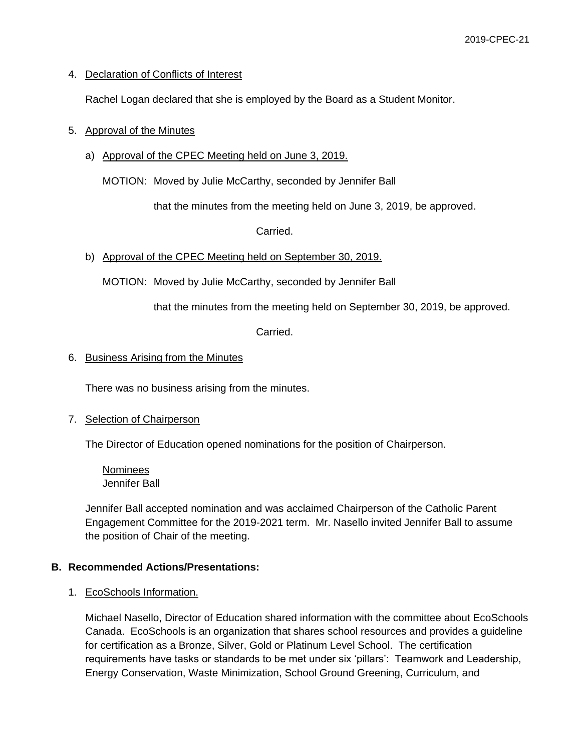4. Declaration of Conflicts of Interest

   Rachel Logan declared that she is employed by the Board as a Student Monitor.

5. Approval of the Minutes

   a) Approval of the CPEC Meeting held on June 3, 2019.

      MOTION: Moved by Julie McCarthy, seconded by Jennifer Ball

      that the minutes from the meeting held on June 3, 2019, be approved.

      Carried.

   b) Approval of the CPEC Meeting held on September 30, 2019.

      MOTION: Moved by Julie McCarthy, seconded by Jennifer Ball

      that the minutes from the meeting held on September 30, 2019, be approved.

      Carried.

6. Business Arising from the Minutes

   There was no business arising from the minutes.

7. Selection of Chairperson

   The Director of Education opened nominations for the position of Chairperson.

   Nominees
   Jennifer Ball

   Jennifer Ball accepted nomination and was acclaimed Chairperson of the Catholic Parent Engagement Committee for the 2019-2021 term. Mr. Nasello invited Jennifer Ball to assume the position of Chair of the meeting.

## B. Recommended Actions/Presentations:

1. EcoSchools Information.

   Michael Nasello, Director of Education shared information with the committee about EcoSchools Canada. EcoSchools is an organization that shares school resources and provides a guideline for certification as a Bronze, Silver, Gold or Platinum Level School. The certification requirements have tasks or standards to be met under six 'pillars': Teamwork and Leadership, Energy Conservation, Waste Minimization, School Ground Greening, Curriculum, and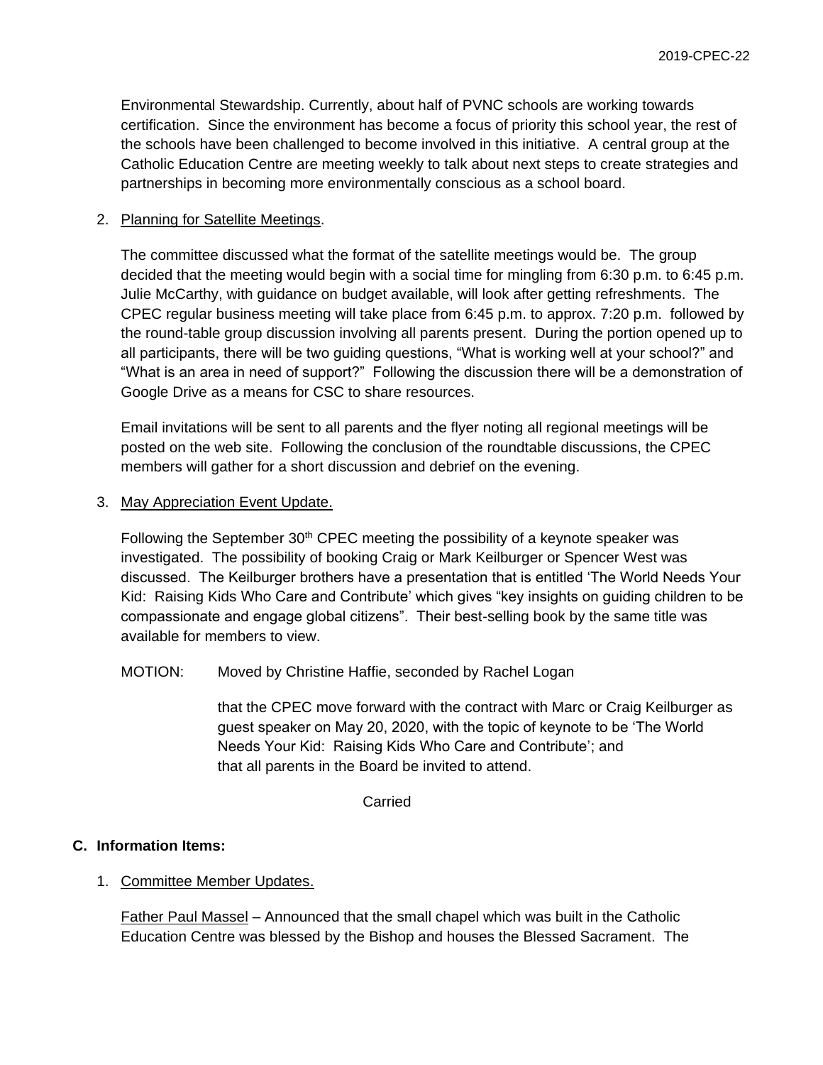Environmental Stewardship. Currently, about half of PVNC schools are working towards certification. Since the environment has become a focus of priority this school year, the rest of the schools have been challenged to become involved in this initiative. A central group at the Catholic Education Centre are meeting weekly to talk about next steps to create strategies and partnerships in becoming more environmentally conscious as a school board.

2. Planning for Satellite Meetings.

   The committee discussed what the format of the satellite meetings would be. The group decided that the meeting would begin with a social time for mingling from 6:30 p.m. to 6:45 p.m. Julie McCarthy, with guidance on budget available, will look after getting refreshments. The CPEC regular business meeting will take place from 6:45 p.m. to approx. 7:20 p.m. followed by the round-table group discussion involving all parents present. During the portion opened up to all participants, there will be two guiding questions, "What is working well at your school?" and "What is an area in need of support?" Following the discussion there will be a demonstration of Google Drive as a means for CSC to share resources.

   Email invitations will be sent to all parents and the flyer noting all regional meetings will be posted on the web site. Following the conclusion of the roundtable discussions, the CPEC members will gather for a short discussion and debrief on the evening.

3. May Appreciation Event Update.

   Following the September 30th CPEC meeting the possibility of a keynote speaker was investigated. The possibility of booking Craig or Mark Keilburger or Spencer West was discussed. The Keilburger brothers have a presentation that is entitled 'The World Needs Your Kid: Raising Kids Who Care and Contribute' which gives "key insights on guiding children to be compassionate and engage global citizens". Their best-selling book by the same title was available for members to view.

   MOTION: Moved by Christine Haffie, seconded by Rachel Logan

   that the CPEC move forward with the contract with Marc or Craig Keilburger as guest speaker on May 20, 2020, with the topic of keynote to be 'The World Needs Your Kid: Raising Kids Who Care and Contribute'; and that all parents in the Board be invited to attend.

   Carried

## C. Information Items:

1. Committee Member Updates.

   Father Paul Massel – Announced that the small chapel which was built in the Catholic Education Centre was blessed by the Bishop and houses the Blessed Sacrament. The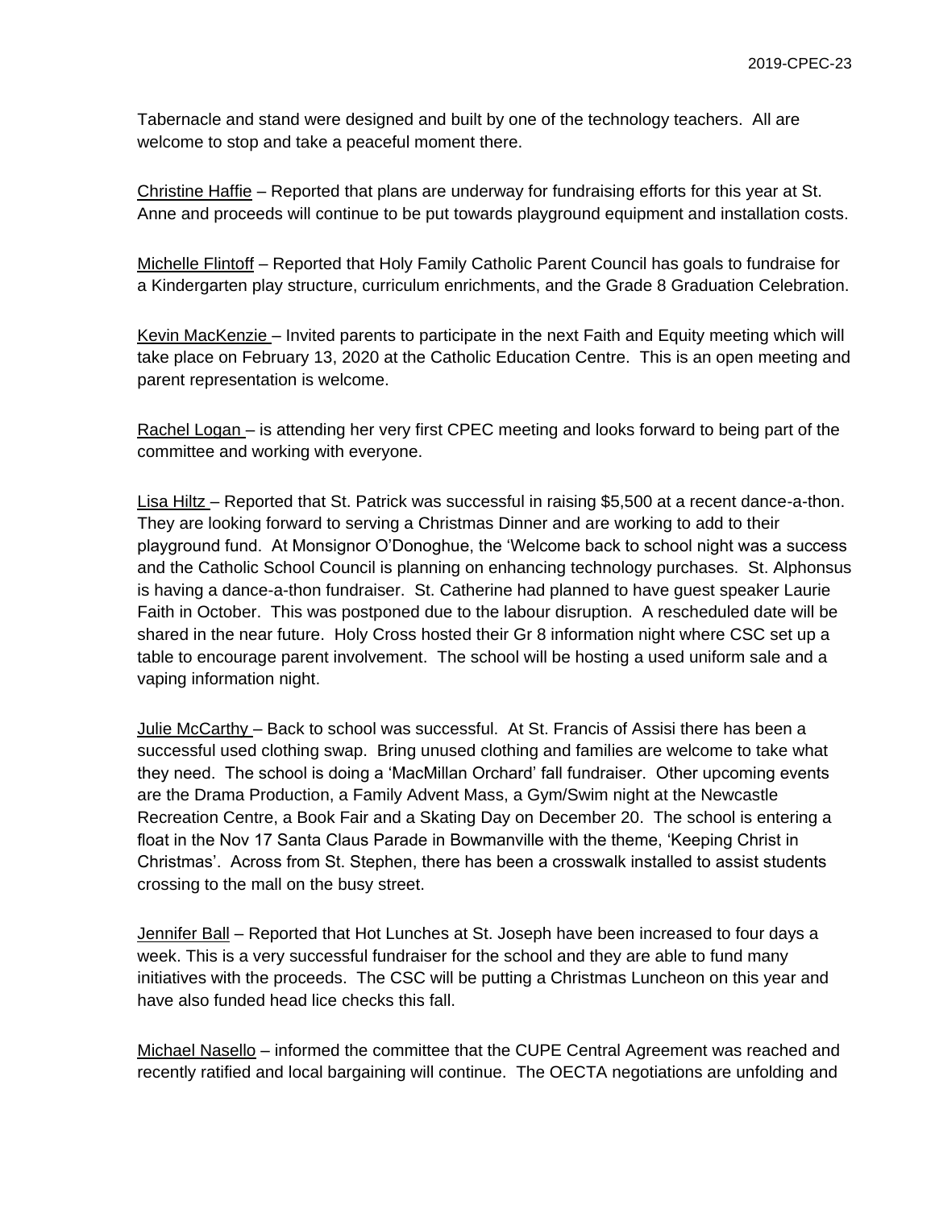Tabernacle and stand were designed and built by one of the technology teachers. All are welcome to stop and take a peaceful moment there.

Christine Haffie – Reported that plans are underway for fundraising efforts for this year at St. Anne and proceeds will continue to be put towards playground equipment and installation costs.

Michelle Flintoff – Reported that Holy Family Catholic Parent Council has goals to fundraise for a Kindergarten play structure, curriculum enrichments, and the Grade 8 Graduation Celebration.

Kevin MacKenzie – Invited parents to participate in the next Faith and Equity meeting which will take place on February 13, 2020 at the Catholic Education Centre. This is an open meeting and parent representation is welcome.

Rachel Logan – is attending her very first CPEC meeting and looks forward to being part of the committee and working with everyone.

Lisa Hiltz – Reported that St. Patrick was successful in raising $5,500 at a recent dance-a-thon. They are looking forward to serving a Christmas Dinner and are working to add to their playground fund. At Monsignor O'Donoghue, the 'Welcome back to school night was a success and the Catholic School Council is planning on enhancing technology purchases. St. Alphonsus is having a dance-a-thon fundraiser. St. Catherine had planned to have guest speaker Laurie Faith in October. This was postponed due to the labour disruption. A rescheduled date will be shared in the near future. Holy Cross hosted their Gr 8 information night where CSC set up a table to encourage parent involvement. The school will be hosting a used uniform sale and a vaping information night.

Julie McCarthy – Back to school was successful. At St. Francis of Assisi there has been a successful used clothing swap. Bring unused clothing and families are welcome to take what they need. The school is doing a 'MacMillan Orchard' fall fundraiser. Other upcoming events are the Drama Production, a Family Advent Mass, a Gym/Swim night at the Newcastle Recreation Centre, a Book Fair and a Skating Day on December 20. The school is entering a float in the Nov 17 Santa Claus Parade in Bowmanville with the theme, 'Keeping Christ in Christmas'. Across from St. Stephen, there has been a crosswalk installed to assist students crossing to the mall on the busy street.

Jennifer Ball – Reported that Hot Lunches at St. Joseph have been increased to four days a week. This is a very successful fundraiser for the school and they are able to fund many initiatives with the proceeds. The CSC will be putting a Christmas Luncheon on this year and have also funded head lice checks this fall.

Michael Nasello – informed the committee that the CUPE Central Agreement was reached and recently ratified and local bargaining will continue. The OECTA negotiations are unfolding and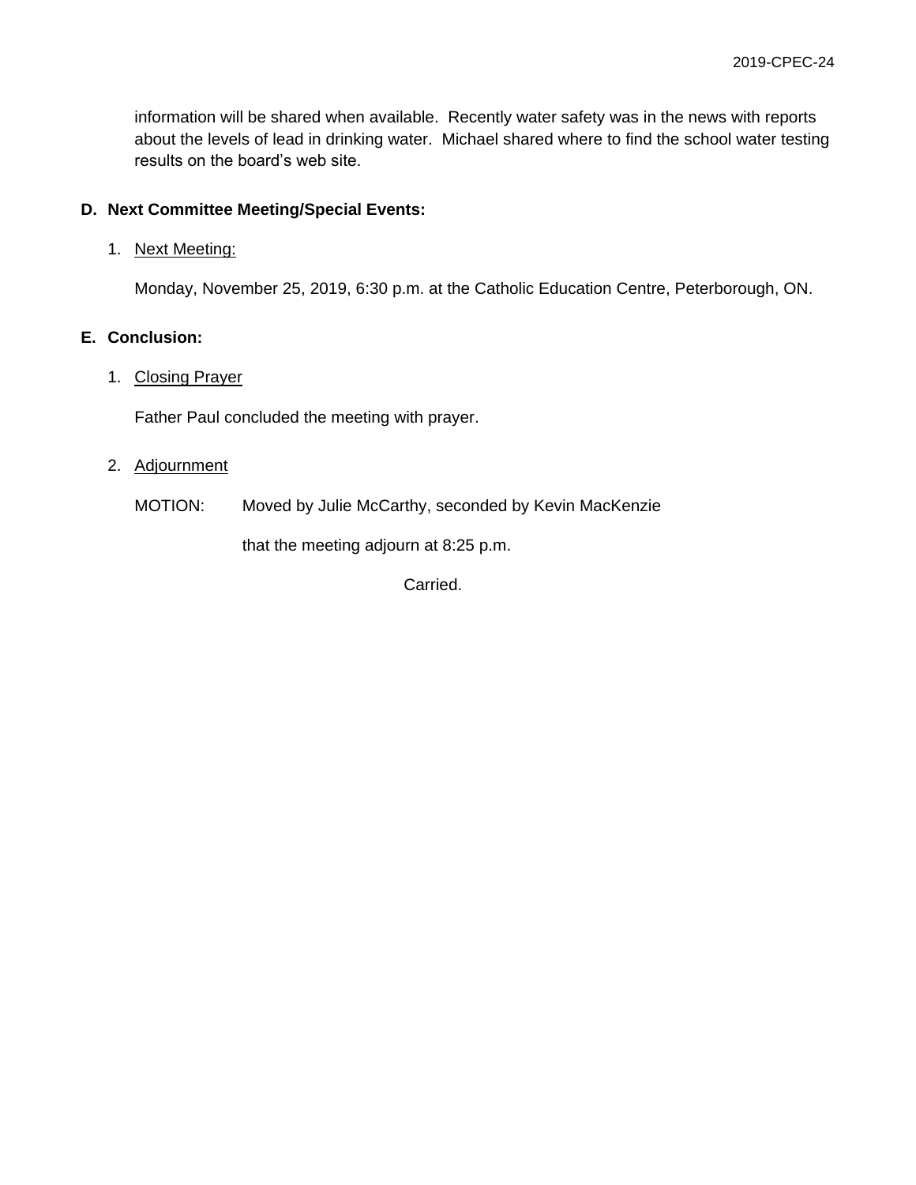information will be shared when available. Recently water safety was in the news with reports about the levels of lead in drinking water. Michael shared where to find the school water testing results on the board's web site.

## D. Next Committee Meeting/Special Events:

1. Next Meeting:

   Monday, November 25, 2019, 6:30 p.m. at the Catholic Education Centre, Peterborough, ON.

## E. Conclusion:

1. Closing Prayer

   Father Paul concluded the meeting with prayer.

2. Adjournment

   MOTION: Moved by Julie McCarthy, seconded by Kevin MacKenzie

   that the meeting adjourn at 8:25 p.m.

   Carried.